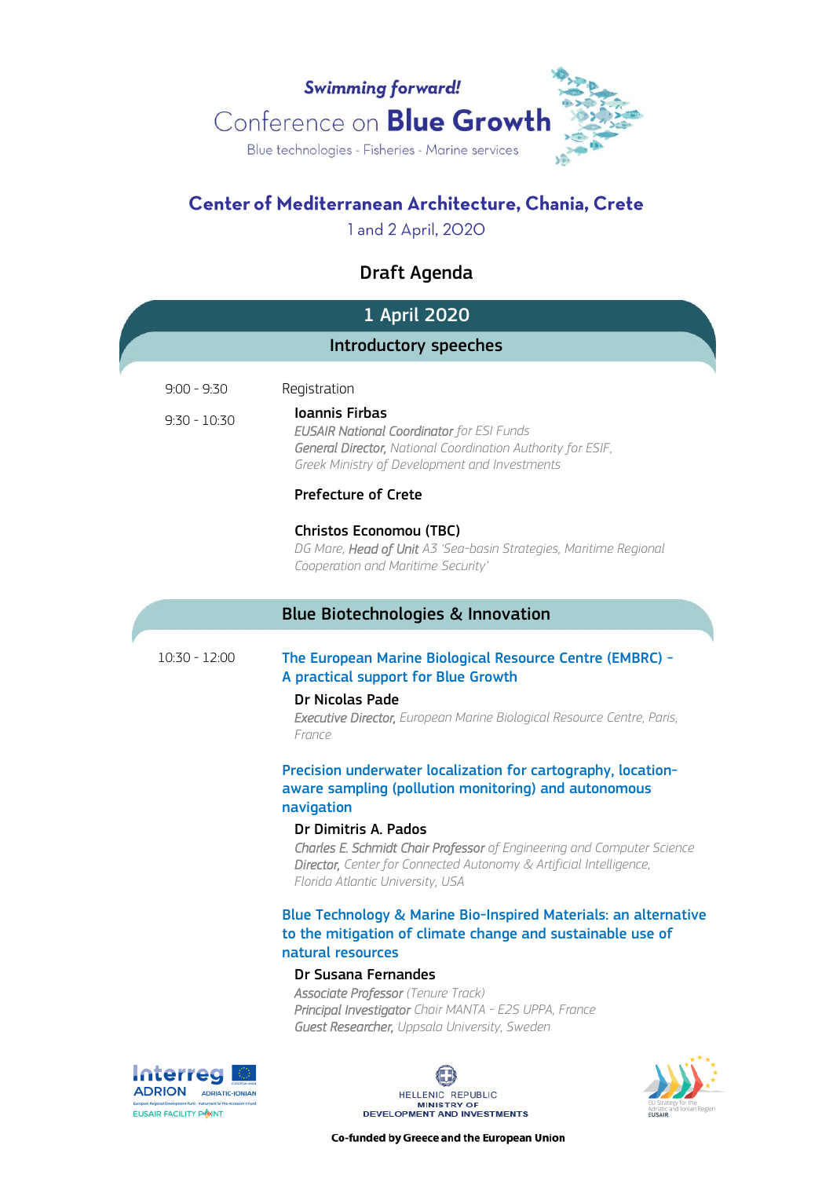*Swimming forward!*

# Conference on **Blue Growth**

Blue technologies - Fisheries - Marine services

## Center of Mediterranean Architecture, Chania, Crete

1 and 2 April, 2020

## Draft Agenda

## 1 April 2020

### Introductory speeches

9:00 - 9:30 Registration

9:30 - 10:30

**Ioannis Firbas**
*EUSAIR National Coordinator for ESI Funds*
*General Director, National Coordination Authority for ESIF, Greek Ministry of Development and Investments*

**Prefecture of Crete**

**Christos Economou (TBC)**
*DG Mare, Head of Unit A3 'Sea-basin Strategies, Maritime Regional Cooperation and Maritime Security'*

### Blue Biotechnologies & Innovation

10:30 - 12:00

**The European Marine Biological Resource Centre (EMBRC) - A practical support for Blue Growth**

**Dr Nicolas Pade**
*Executive Director, European Marine Biological Resource Centre, Paris, France*

**Precision underwater localization for cartography, location-aware sampling (pollution monitoring) and autonomous navigation**

**Dr Dimitris A. Pados**
*Charles E. Schmidt Chair Professor of Engineering and Computer Science*
*Director, Center for Connected Autonomy & Artificial Intelligence, Florida Atlantic University, USA*

**Blue Technology & Marine Bio-Inspired Materials: an alternative to the mitigation of climate change and sustainable use of natural resources**

**Dr Susana Fernandes**
*Associate Professor (Tenure Track)*
*Principal Investigator Chair MANTA - E2S UPPA, France*
*Guest Researcher, Uppsala University, Sweden*

Interreg ADRION – EUSAIR Facility Point | Hellenic Republic, Ministry of Development and Investments | EU Strategy for the Adriatic and Ionian Region EUSAIR

Co-funded by Greece and the European Union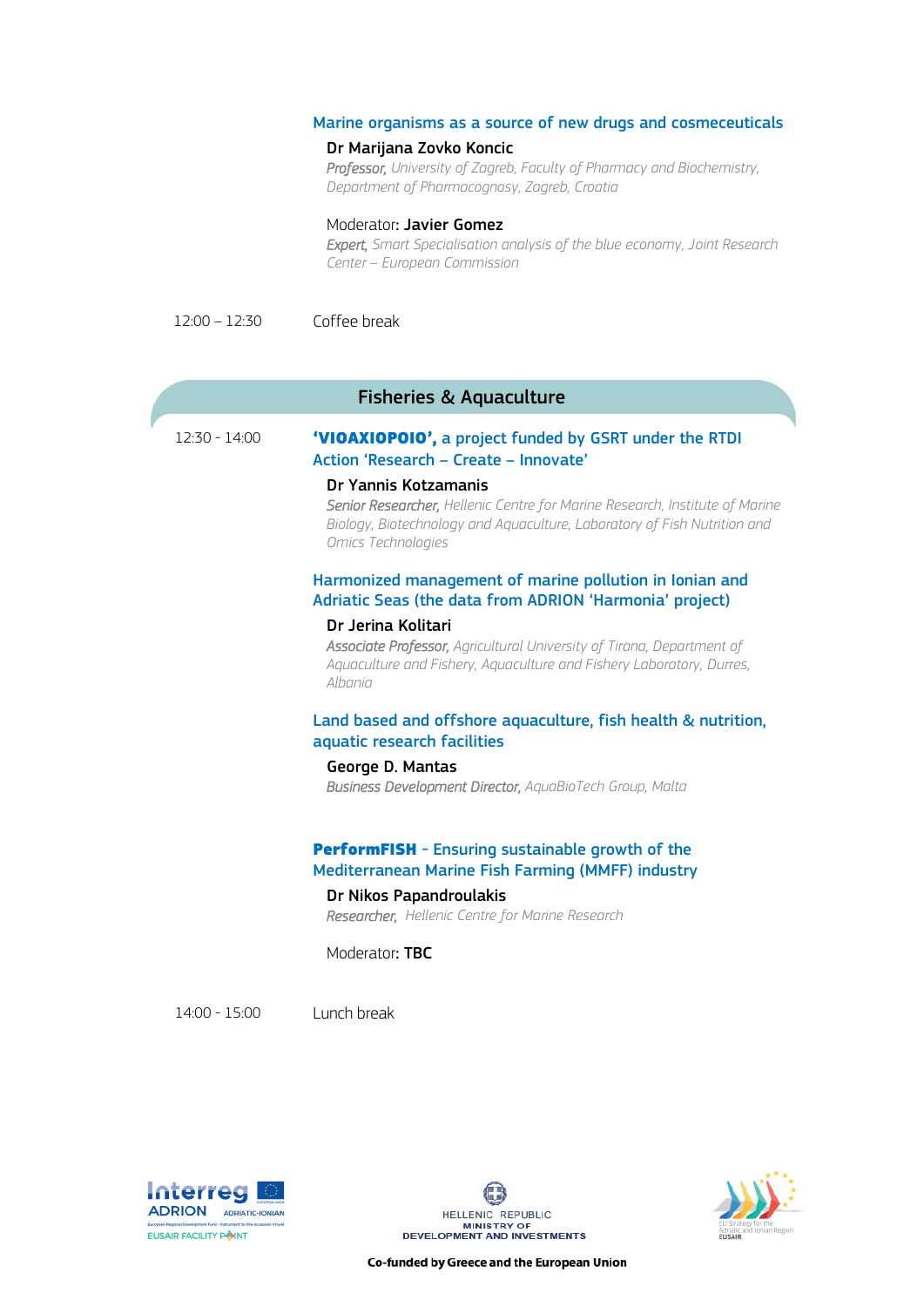**Marine organisms as a source of new drugs and cosmeceuticals**

**Dr Marijana Zovko Koncic**
*Professor, University of Zagreb, Faculty of Pharmacy and Biochemistry, Department of Pharmacognosy, Zagreb, Croatia*

Moderator: **Javier Gomez**
*Expert, Smart Specialisation analysis of the blue economy, Joint Research Center – European Commission*

12:00 – 12:30 Coffee break

## Fisheries & Aquaculture

12:30 - 14:00

**'VIOAXIOPOIO', a project funded by GSRT under the RTDI Action 'Research – Create – Innovate'**

**Dr Yannis Kotzamanis**
*Senior Researcher, Hellenic Centre for Marine Research, Institute of Marine Biology, Biotechnology and Aquaculture, Laboratory of Fish Nutrition and Omics Technologies*

**Harmonized management of marine pollution in Ionian and Adriatic Seas (the data from ADRION 'Harmonia' project)**

**Dr Jerina Kolitari**
*Associate Professor, Agricultural University of Tirana, Department of Aquaculture and Fishery, Aquaculture and Fishery Laboratory, Durres, Albania*

**Land based and offshore aquaculture, fish health & nutrition, aquatic research facilities**

**George D. Mantas**
*Business Development Director, AquaBioTech Group, Malta*

**PerformFISH - Ensuring sustainable growth of the Mediterranean Marine Fish Farming (MMFF) industry**

**Dr Nikos Papandroulakis**
*Researcher, Hellenic Centre for Marine Research*

Moderator: **TBC**

14:00 - 15:00 Lunch break

Co-funded by Greece and the European Union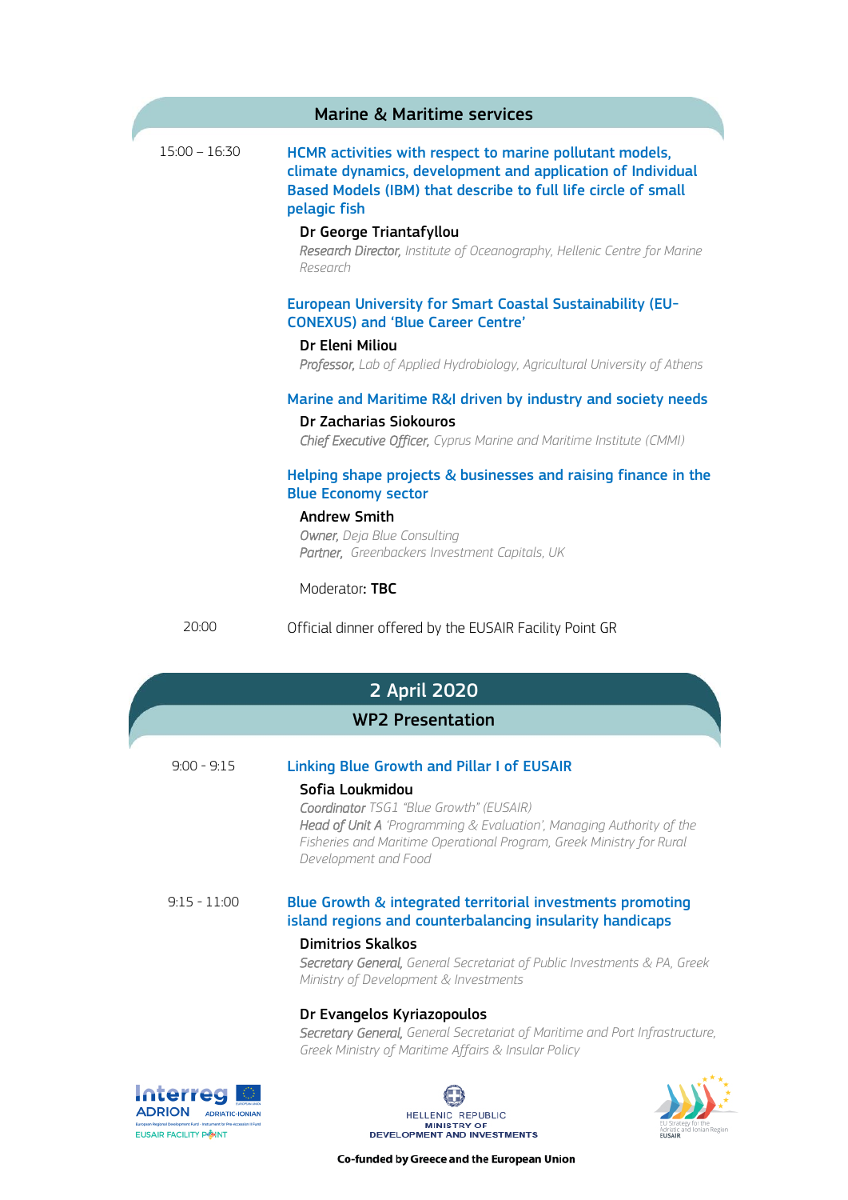## Marine & Maritime services

15:00 – 16:30

**HCMR activities with respect to marine pollutant models, climate dynamics, development and application of Individual Based Models (IBM) that describe to full life circle of small pelagic fish**

**Dr George Triantafyllou**
*Research Director, Institute of Oceanography, Hellenic Centre for Marine Research*

**European University for Smart Coastal Sustainability (EU-CONEXUS) and 'Blue Career Centre'**

**Dr Eleni Miliou**
*Professor, Lab of Applied Hydrobiology, Agricultural University of Athens*

**Marine and Maritime R&I driven by industry and society needs**

**Dr Zacharias Siokouros**
*Chief Executive Officer, Cyprus Marine and Maritime Institute (CMMI)*

**Helping shape projects & businesses and raising finance in the Blue Economy sector**

**Andrew Smith**
*Owner, Deja Blue Consulting*
*Partner, Greenbackers Investment Capitals, UK*

Moderator: **TBC**

20:00 Official dinner offered by the EUSAIR Facility Point GR

## 2 April 2020

### WP2 Presentation

9:00 - 9:15

**Linking Blue Growth and Pillar I of EUSAIR**

**Sofia Loukmidou**
*Coordinator TSG1 "Blue Growth" (EUSAIR)*
*Head of Unit A 'Programming & Evaluation', Managing Authority of the Fisheries and Maritime Operational Program, Greek Ministry for Rural Development and Food*

9:15 - 11:00

**Blue Growth & integrated territorial investments promoting island regions and counterbalancing insularity handicaps**

**Dimitrios Skalkos**
*Secretary General, General Secretariat of Public Investments & PA, Greek Ministry of Development & Investments*

**Dr Evangelos Kyriazopoulos**
*Secretary General, General Secretariat of Maritime and Port Infrastructure, Greek Ministry of Maritime Affairs & Insular Policy*

Co-funded by Greece and the European Union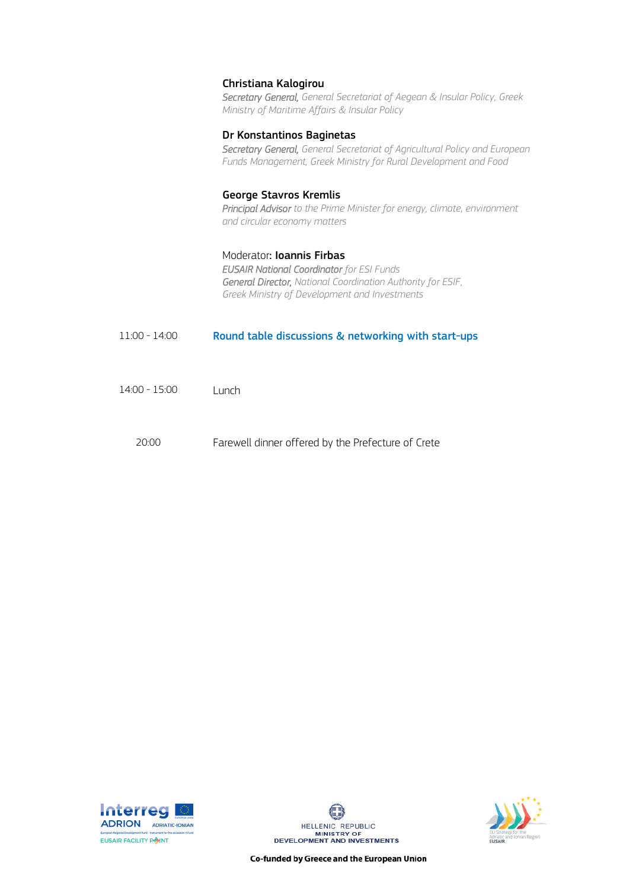**Christiana Kalogirou**
***Secretary General,*** *General Secretariat of Aegean & Insular Policy, Greek Ministry of Maritime Affairs & Insular Policy*

**Dr Konstantinos Baginetas**
***Secretary General,*** *General Secretariat of Agricultural Policy and European Funds Management, Greek Ministry for Rural Development and Food*

**George Stavros Kremlis**
***Principal Advisor*** *to the Prime Minister for energy, climate, environment and circular economy matters*

Moderator**: Ioannis Firbas**
***EUSAIR National Coordinator*** *for ESI Funds*
***General Director,*** *National Coordination Authority for ESIF, Greek Ministry of Development and Investments*

| | |
|---|---|
| 11:00 - 14:00 | **Round table discussions & networking with start-ups** |
| 14:00 - 15:00 | Lunch |
| 20:00 | Farewell dinner offered by the Prefecture of Crete |

Interreg ADRION ADRIATIC-IONIAN
EUSAIR FACILITY POINT

HELLENIC REPUBLIC
MINISTRY OF
DEVELOPMENT AND INVESTMENTS

EU Strategy for the Adriatic and Ionian Region
EUSAIR

**Co-funded by Greece and the European Union**